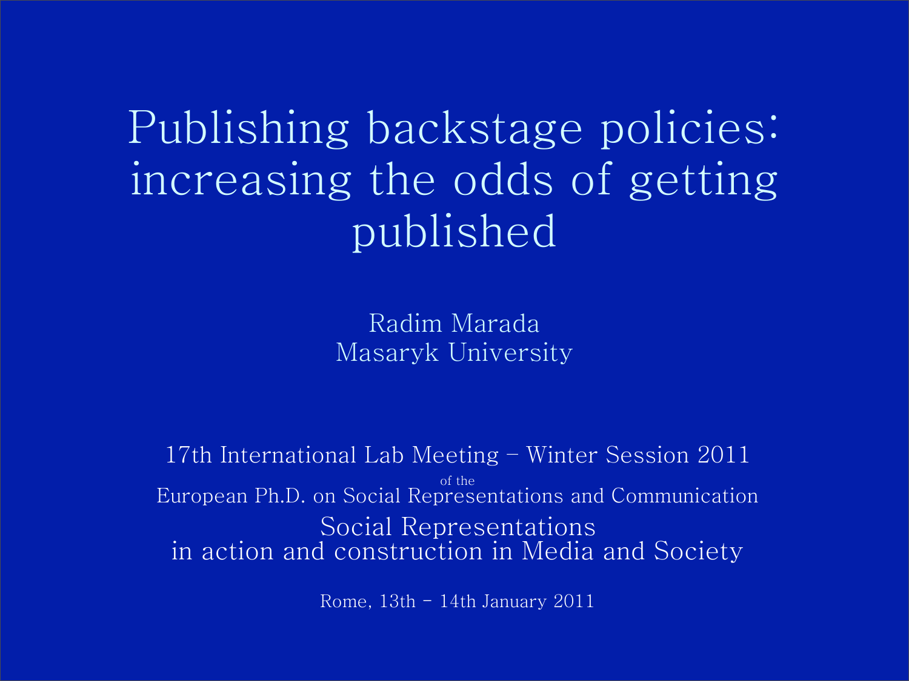# Publishing backstage policies: increasing the odds of getting published

Radim Marada
Masaryk University

17th International Lab Meeting – Winter Session 2011
of the
European Ph.D. on Social Representations and Communication
Social Representations
in action and construction in Media and Society

Rome, 13th - 14th January 2011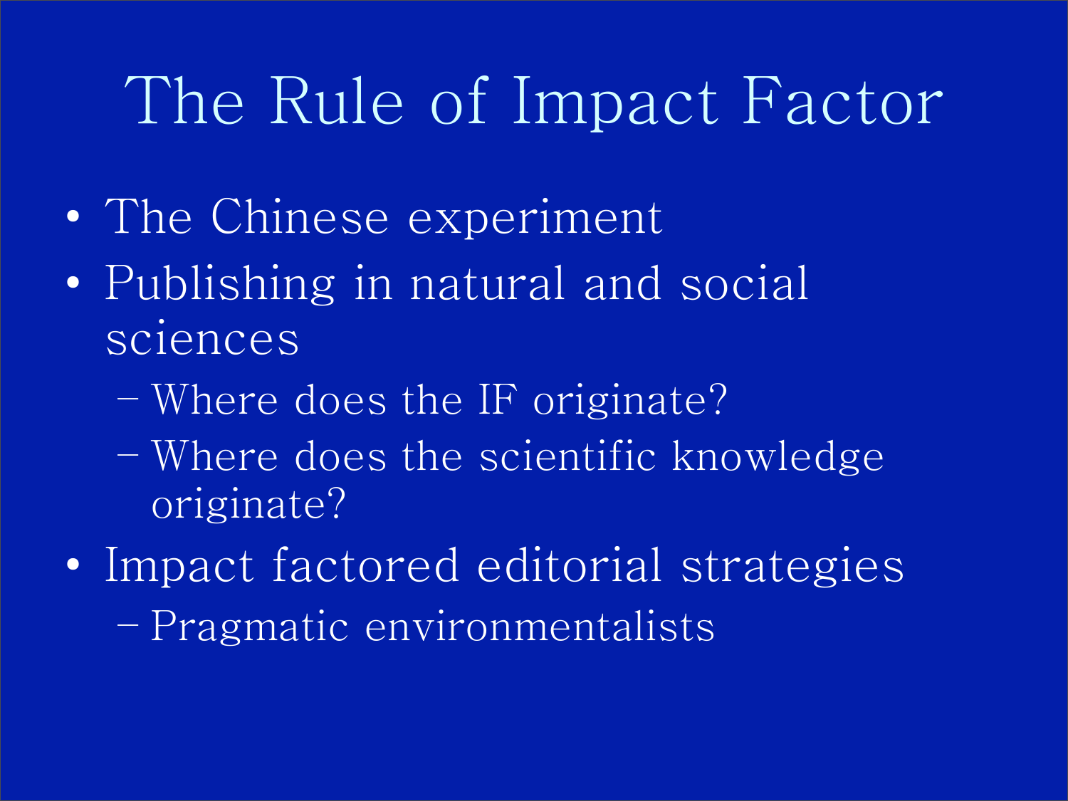# The Rule of Impact Factor

- The Chinese experiment
- Publishing in natural and social sciences
  - Where does the IF originate?
  - Where does the scientific knowledge originate?
- Impact factored editorial strategies
  - Pragmatic environmentalists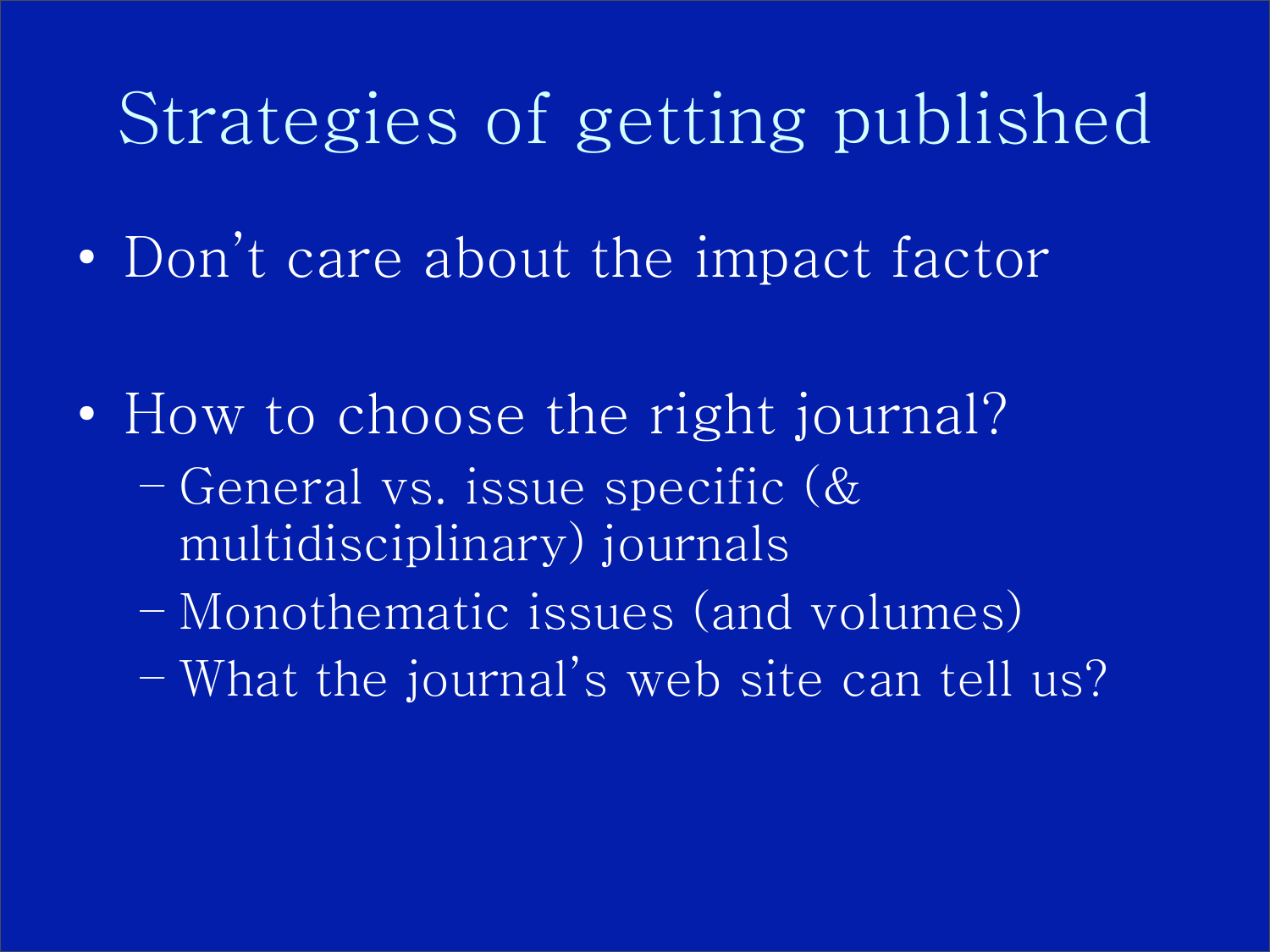# Strategies of getting published

- Don't care about the impact factor

- How to choose the right journal?
  - General vs. issue specific (& multidisciplinary) journals
  - Monothematic issues (and volumes)
  - What the journal's web site can tell us?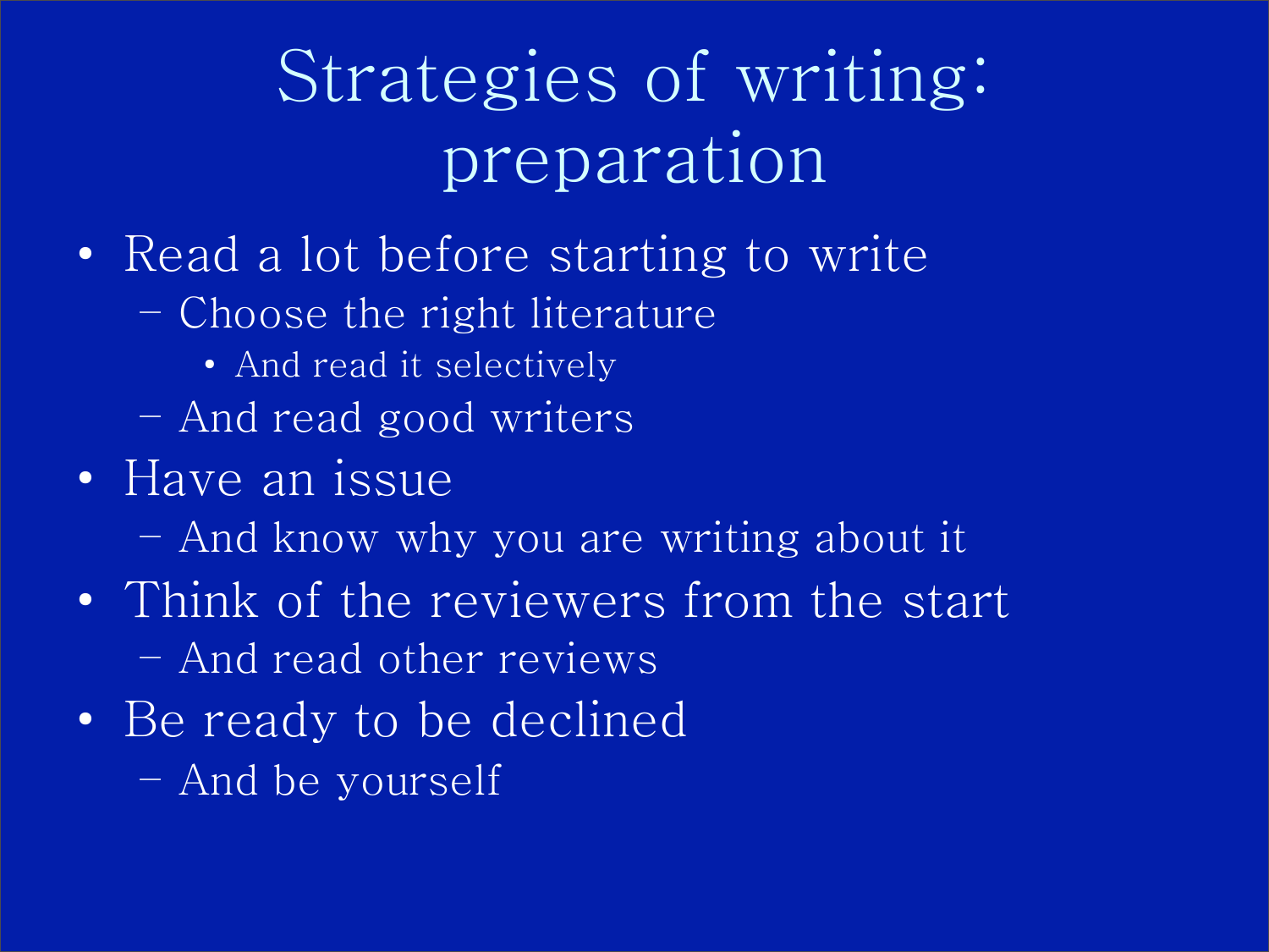# Strategies of writing: preparation

- Read a lot before starting to write
  - Choose the right literature
    - And read it selectively
  - And read good writers
- Have an issue
  - And know why you are writing about it
- Think of the reviewers from the start
  - And read other reviews
- Be ready to be declined
  - And be yourself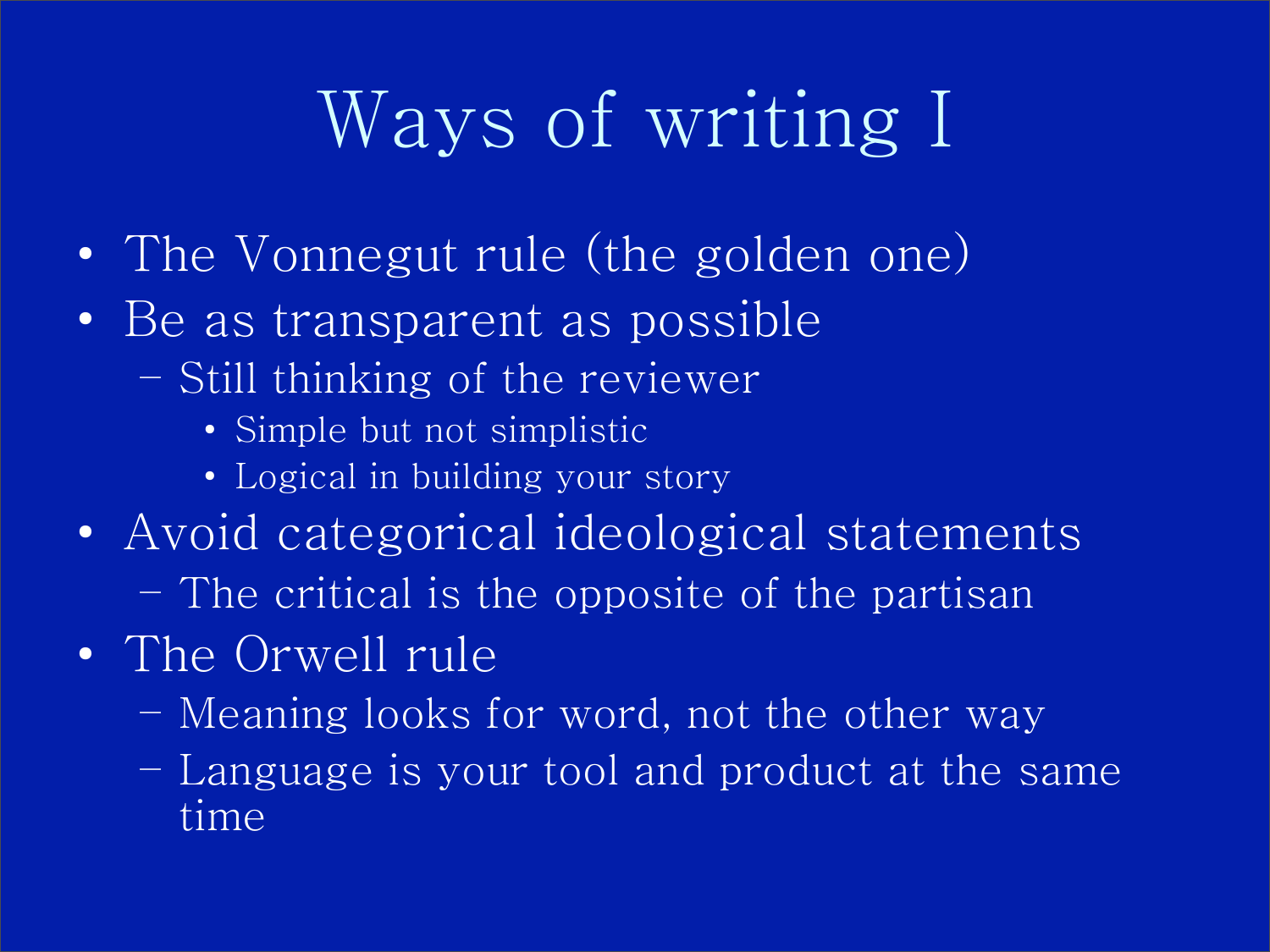# Ways of writing I

- The Vonnegut rule (the golden one)
- Be as transparent as possible
  - Still thinking of the reviewer
    - Simple but not simplistic
    - Logical in building your story
- Avoid categorical ideological statements
  - The critical is the opposite of the partisan
- The Orwell rule
  - Meaning looks for word, not the other way
  - Language is your tool and product at the same time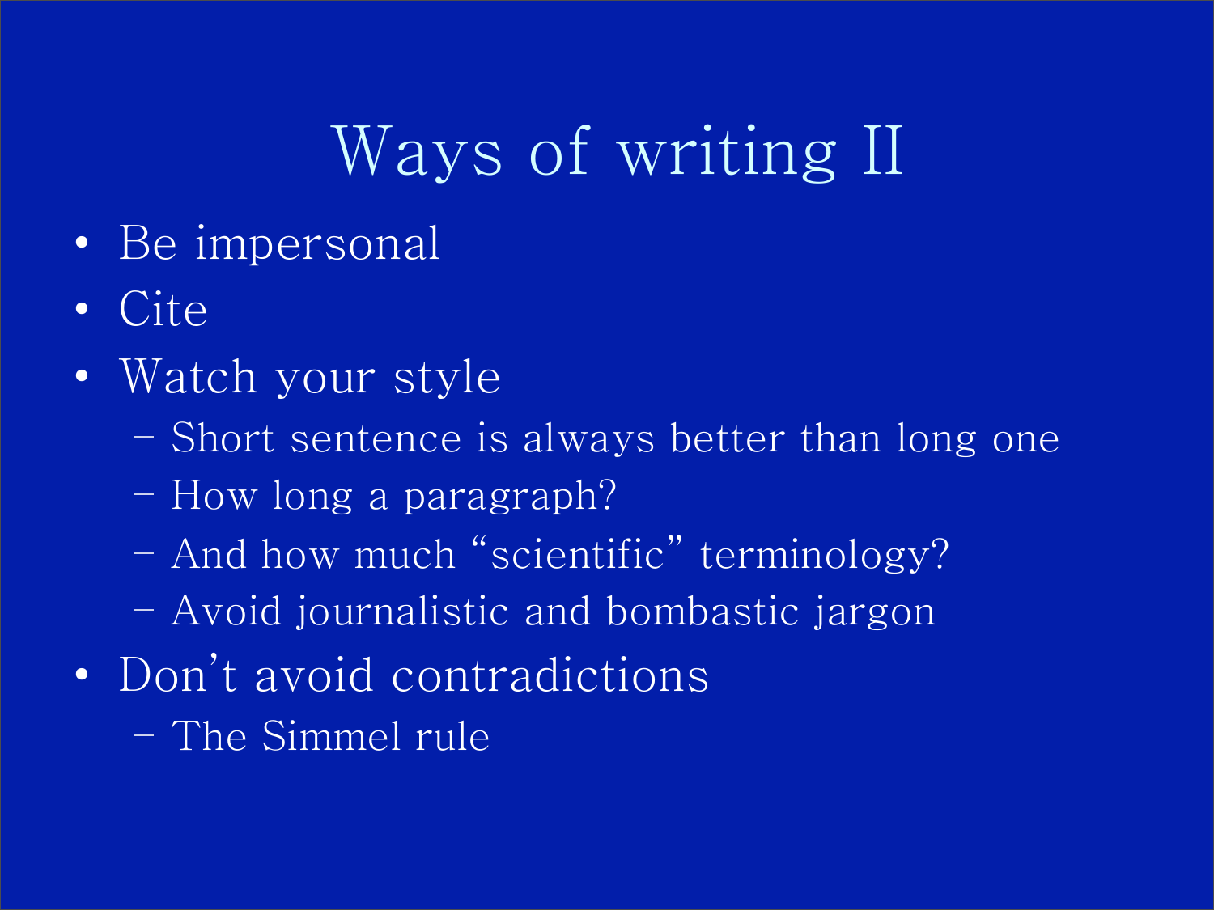# Ways of writing II

- Be impersonal
- Cite
- Watch your style
  - Short sentence is always better than long one
  - How long a paragraph?
  - And how much “scientific” terminology?
  - Avoid journalistic and bombastic jargon
- Don’t avoid contradictions
  - The Simmel rule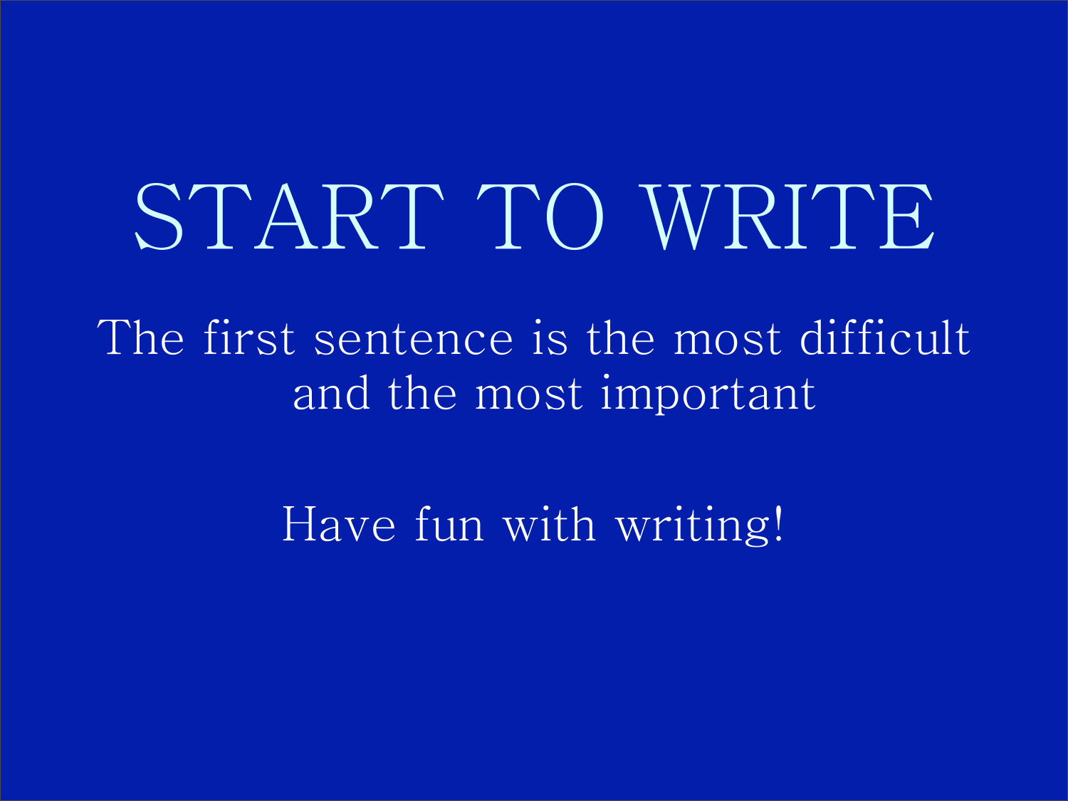# START TO WRITE

The first sentence is the most difficult and the most important

Have fun with writing!